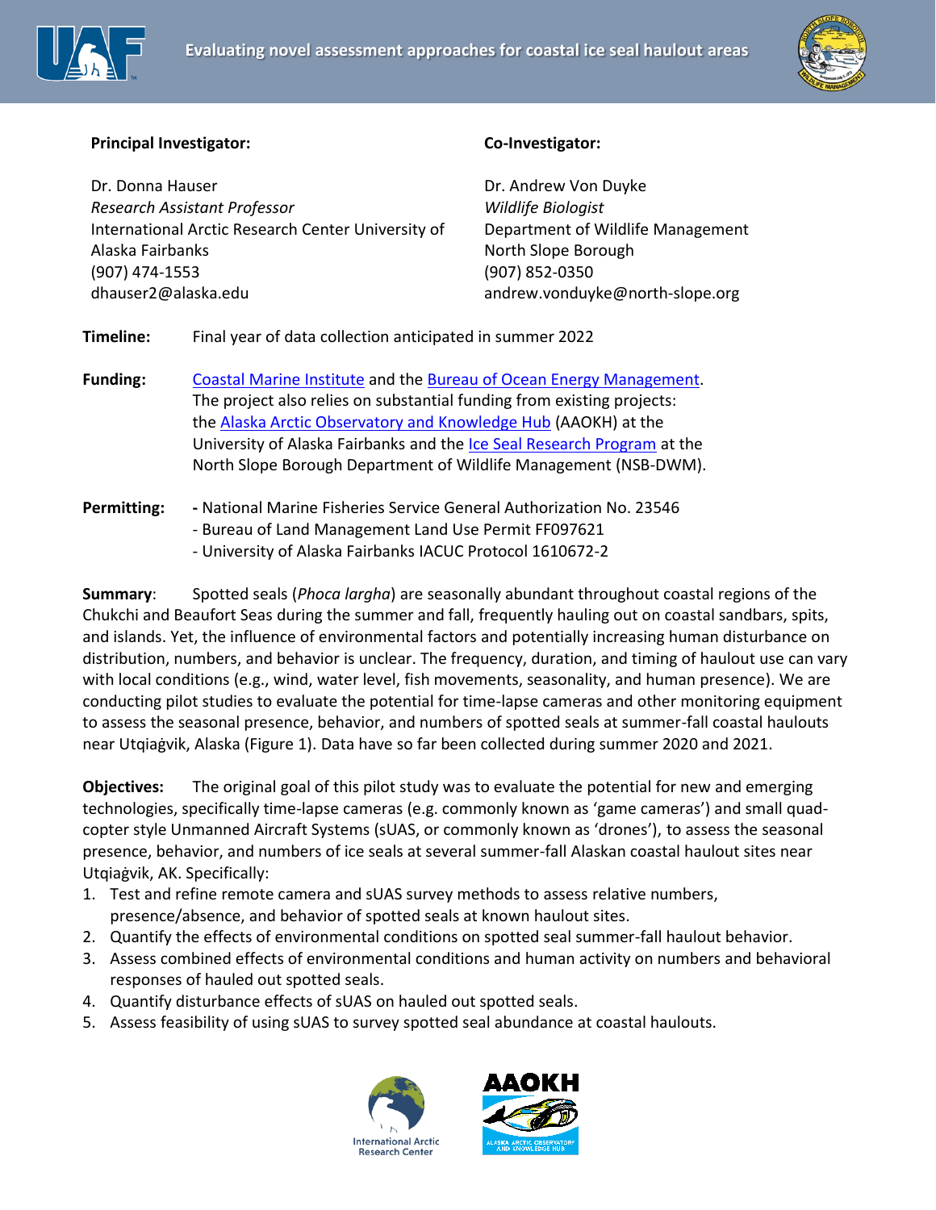# Evaluating novel assessment approaches for coastal ice seal haulout areas

**Principal Investigator:**

Dr. Donna Hauser
*Research Assistant Professor*
International Arctic Research Center University of Alaska Fairbanks
(907) 474-1553
dhauser2@alaska.edu

**Co-Investigator:**

Dr. Andrew Von Duyke
*Wildlife Biologist*
Department of Wildlife Management
North Slope Borough
(907) 852-0350
andrew.vonduyke@north-slope.org

**Timeline:** Final year of data collection anticipated in summer 2022

**Funding:** Coastal Marine Institute and the Bureau of Ocean Energy Management. The project also relies on substantial funding from existing projects: the Alaska Arctic Observatory and Knowledge Hub (AAOKH) at the University of Alaska Fairbanks and the Ice Seal Research Program at the North Slope Borough Department of Wildlife Management (NSB-DWM).

**Permitting:**
- National Marine Fisheries Service General Authorization No. 23546
- Bureau of Land Management Land Use Permit FF097621
- University of Alaska Fairbanks IACUC Protocol 1610672-2

**Summary**: Spotted seals (*Phoca largha*) are seasonally abundant throughout coastal regions of the Chukchi and Beaufort Seas during the summer and fall, frequently hauling out on coastal sandbars, spits, and islands. Yet, the influence of environmental factors and potentially increasing human disturbance on distribution, numbers, and behavior is unclear. The frequency, duration, and timing of haulout use can vary with local conditions (e.g., wind, water level, fish movements, seasonality, and human presence). We are conducting pilot studies to evaluate the potential for time-lapse cameras and other monitoring equipment to assess the seasonal presence, behavior, and numbers of spotted seals at summer-fall coastal haulouts near Utqiaġvik, Alaska (Figure 1). Data have so far been collected during summer 2020 and 2021.

**Objectives:** The original goal of this pilot study was to evaluate the potential for new and emerging technologies, specifically time-lapse cameras (e.g. commonly known as 'game cameras') and small quad-copter style Unmanned Aircraft Systems (sUAS, or commonly known as 'drones'), to assess the seasonal presence, behavior, and numbers of ice seals at several summer-fall Alaskan coastal haulout sites near Utqiaġvik, AK. Specifically:

1. Test and refine remote camera and sUAS survey methods to assess relative numbers, presence/absence, and behavior of spotted seals at known haulout sites.
2. Quantify the effects of environmental conditions on spotted seal summer-fall haulout behavior.
3. Assess combined effects of environmental conditions and human activity on numbers and behavioral responses of hauled out spotted seals.
4. Quantify disturbance effects of sUAS on hauled out spotted seals.
5. Assess feasibility of using sUAS to survey spotted seal abundance at coastal haulouts.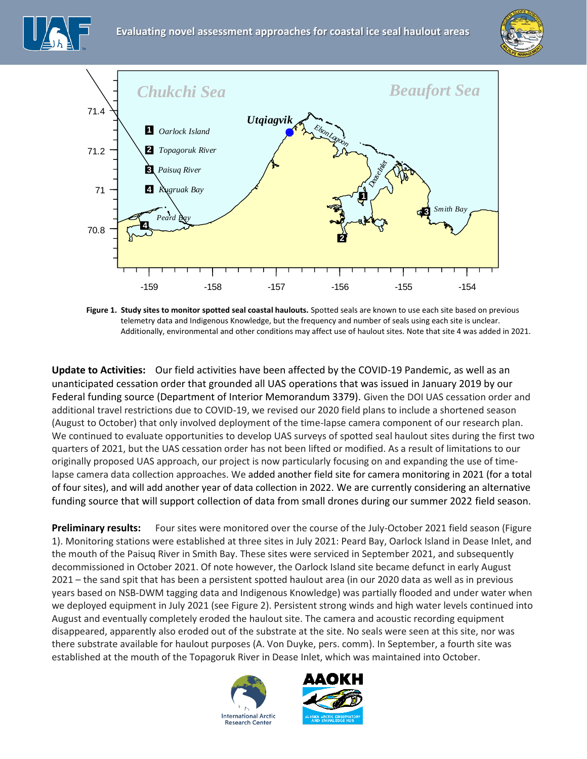**Figure 1. Study sites to monitor spotted seal coastal haulouts.** Spotted seals are known to use each site based on previous telemetry data and Indigenous Knowledge, but the frequency and number of seals using each site is unclear. Additionally, environmental and other conditions may affect use of haulout sites. Note that site 4 was added in 2021.

**Update to Activities:** Our field activities have been affected by the COVID-19 Pandemic, as well as an unanticipated cessation order that grounded all UAS operations that was issued in January 2019 by our Federal funding source (Department of Interior Memorandum 3379). Given the DOI UAS cessation order and additional travel restrictions due to COVID-19, we revised our 2020 field plans to include a shortened season (August to October) that only involved deployment of the time-lapse camera component of our research plan. We continued to evaluate opportunities to develop UAS surveys of spotted seal haulout sites during the first two quarters of 2021, but the UAS cessation order has not been lifted or modified. As a result of limitations to our originally proposed UAS approach, our project is now particularly focusing on and expanding the use of time-lapse camera data collection approaches. We added another field site for camera monitoring in 2021 (for a total of four sites), and will add another year of data collection in 2022. We are currently considering an alternative funding source that will support collection of data from small drones during our summer 2022 field season.

**Preliminary results:** Four sites were monitored over the course of the July-October 2021 field season (Figure 1). Monitoring stations were established at three sites in July 2021: Peard Bay, Oarlock Island in Dease Inlet, and the mouth of the Paisuq River in Smith Bay. These sites were serviced in September 2021, and subsequently decommissioned in October 2021. Of note however, the Oarlock Island site became defunct in early August 2021 – the sand spit that has been a persistent spotted haulout area (in our 2020 data as well as in previous years based on NSB-DWM tagging data and Indigenous Knowledge) was partially flooded and under water when we deployed equipment in July 2021 (see Figure 2). Persistent strong winds and high water levels continued into August and eventually completely eroded the haulout site. The camera and acoustic recording equipment disappeared, apparently also eroded out of the substrate at the site. No seals were seen at this site, nor was there substrate available for haulout purposes (A. Von Duyke, pers. comm). In September, a fourth site was established at the mouth of the Topagoruk River in Dease Inlet, which was maintained into October.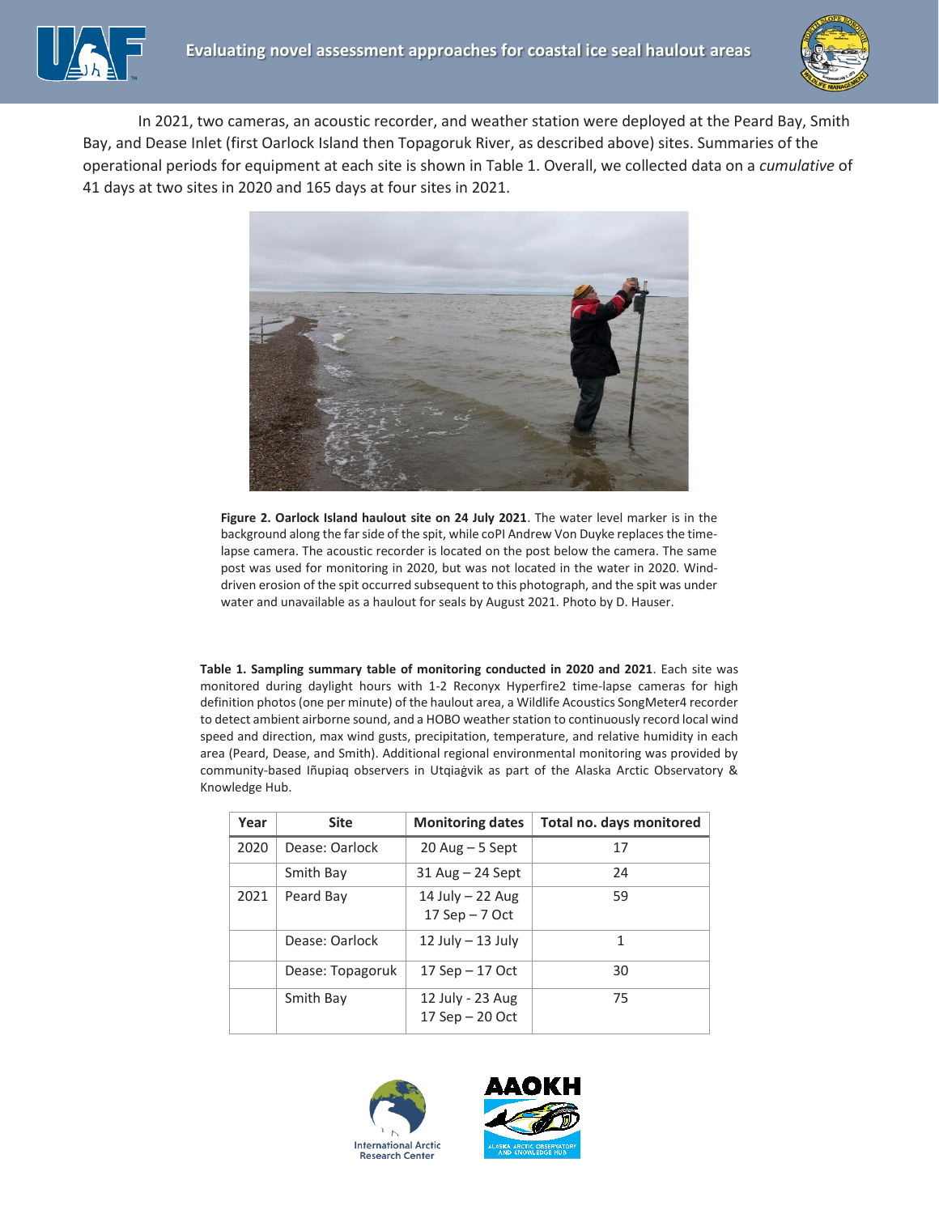In 2021, two cameras, an acoustic recorder, and weather station were deployed at the Peard Bay, Smith Bay, and Dease Inlet (first Oarlock Island then Topagoruk River, as described above) sites. Summaries of the operational periods for equipment at each site is shown in Table 1. Overall, we collected data on a *cumulative* of 41 days at two sites in 2020 and 165 days at four sites in 2021.

**Figure 2. Oarlock Island haulout site on 24 July 2021**. The water level marker is in the background along the far side of the spit, while coPI Andrew Von Duyke replaces the time-lapse camera. The acoustic recorder is located on the post below the camera. The same post was used for monitoring in 2020, but was not located in the water in 2020. Wind-driven erosion of the spit occurred subsequent to this photograph, and the spit was under water and unavailable as a haulout for seals by August 2021. Photo by D. Hauser.

**Table 1. Sampling summary table of monitoring conducted in 2020 and 2021**. Each site was monitored during daylight hours with 1-2 Reconyx Hyperfire2 time-lapse cameras for high definition photos (one per minute) of the haulout area, a Wildlife Acoustics SongMeter4 recorder to detect ambient airborne sound, and a HOBO weather station to continuously record local wind speed and direction, max wind gusts, precipitation, temperature, and relative humidity in each area (Peard, Dease, and Smith). Additional regional environmental monitoring was provided by community-based Iñupiaq observers in Utqiaġvik as part of the Alaska Arctic Observatory & Knowledge Hub.

| Year | Site | Monitoring dates | Total no. days monitored |
|---|---|---|---|
| 2020 | Dease: Oarlock | 20 Aug – 5 Sept | 17 |
| | Smith Bay | 31 Aug – 24 Sept | 24 |
| 2021 | Peard Bay | 14 July – 22 Aug<br>17 Sep – 7 Oct | 59 |
| | Dease: Oarlock | 12 July – 13 July | 1 |
| | Dease: Topagoruk | 17 Sep – 17 Oct | 30 |
| | Smith Bay | 12 July - 23 Aug<br>17 Sep – 20 Oct | 75 |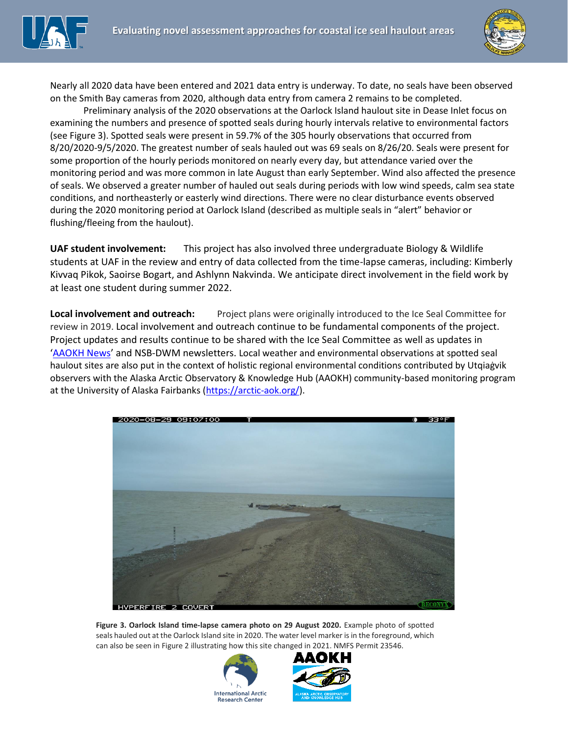Nearly all 2020 data have been entered and 2021 data entry is underway. To date, no seals have been observed on the Smith Bay cameras from 2020, although data entry from camera 2 remains to be completed.

Preliminary analysis of the 2020 observations at the Oarlock Island haulout site in Dease Inlet focus on examining the numbers and presence of spotted seals during hourly intervals relative to environmental factors (see Figure 3). Spotted seals were present in 59.7% of the 305 hourly observations that occurred from 8/20/2020-9/5/2020. The greatest number of seals hauled out was 69 seals on 8/26/20. Seals were present for some proportion of the hourly periods monitored on nearly every day, but attendance varied over the monitoring period and was more common in late August than early September. Wind also affected the presence of seals. We observed a greater number of hauled out seals during periods with low wind speeds, calm sea state conditions, and northeasterly or easterly wind directions. There were no clear disturbance events observed during the 2020 monitoring period at Oarlock Island (described as multiple seals in "alert" behavior or flushing/fleeing from the haulout).

**UAF student involvement:** This project has also involved three undergraduate Biology & Wildlife students at UAF in the review and entry of data collected from the time-lapse cameras, including: Kimberly Kivvaq Pikok, Saoirse Bogart, and Ashlynn Nakvinda. We anticipate direct involvement in the field work by at least one student during summer 2022.

**Local involvement and outreach:** Project plans were originally introduced to the Ice Seal Committee for review in 2019. Local involvement and outreach continue to be fundamental components of the project. Project updates and results continue to be shared with the Ice Seal Committee as well as updates in 'AAOKH News' and NSB-DWM newsletters. Local weather and environmental observations at spotted seal haulout sites are also put in the context of holistic regional environmental conditions contributed by Utqiaġvik observers with the Alaska Arctic Observatory & Knowledge Hub (AAOKH) community-based monitoring program at the University of Alaska Fairbanks (https://arctic-aok.org/).

**Figure 3. Oarlock Island time-lapse camera photo on 29 August 2020.** Example photo of spotted seals hauled out at the Oarlock Island site in 2020. The water level marker is in the foreground, which can also be seen in Figure 2 illustrating how this site changed in 2021. NMFS Permit 23546.